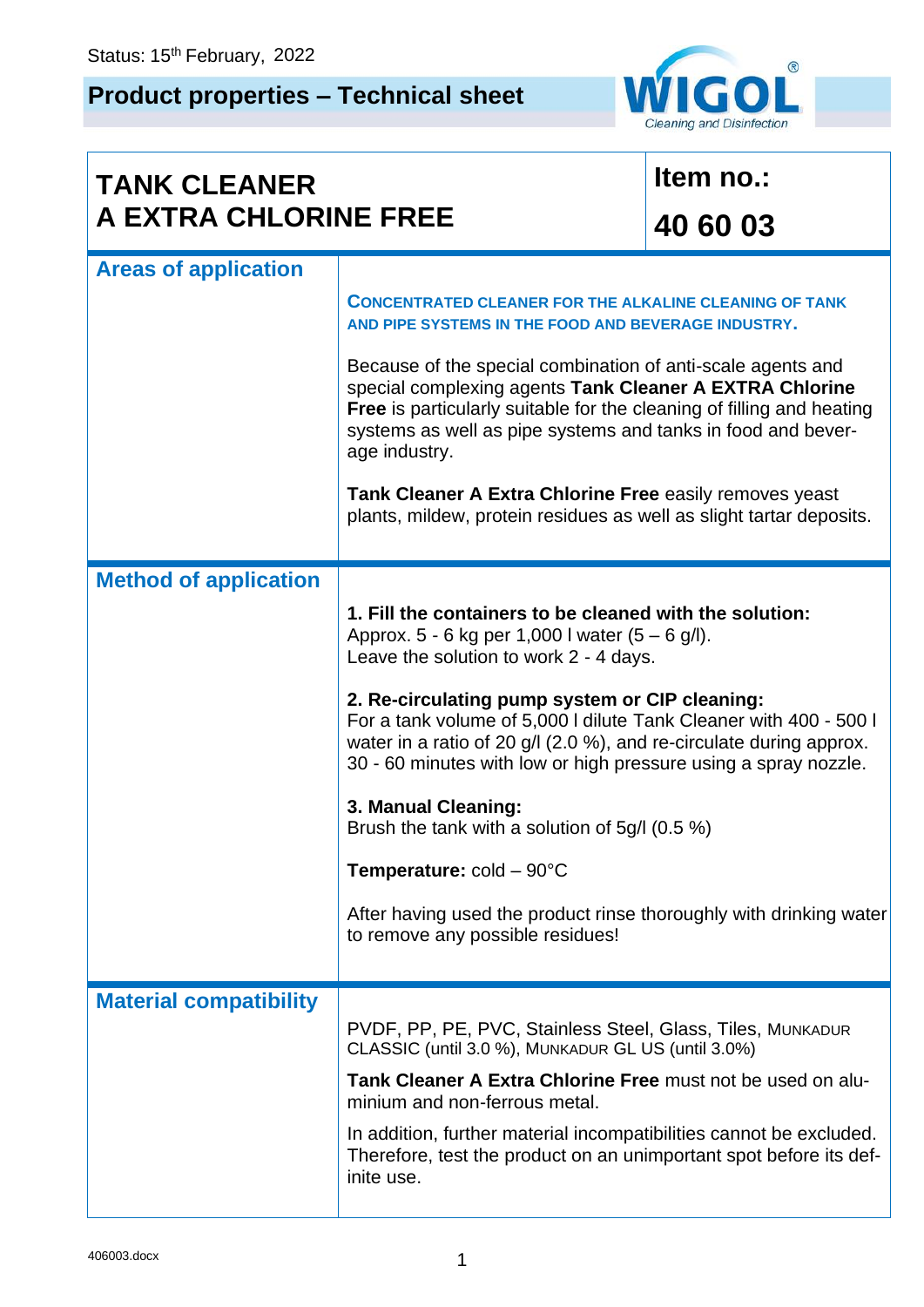Status: 15th February, 2022

## Product properties – Technical sheet

WIGOL® Cleaning and Disinfection

| **TANK CLEANER A EXTRA CHLORINE FREE** | **Item no.: 40 60 03** |
|---|---|

### Areas of application

**CONCENTRATED CLEANER FOR THE ALKALINE CLEANING OF TANK AND PIPE SYSTEMS IN THE FOOD AND BEVERAGE INDUSTRY.**

Because of the special combination of anti-scale agents and special complexing agents **Tank Cleaner A EXTRA Chlorine Free** is particularly suitable for the cleaning of filling and heating systems as well as pipe systems and tanks in food and beverage industry.

**Tank Cleaner A Extra Chlorine Free** easily removes yeast plants, mildew, protein residues as well as slight tartar deposits.

### Method of application

**1. Fill the containers to be cleaned with the solution:**
Approx. 5 - 6 kg per 1,000 l water (5 – 6 g/l).
Leave the solution to work 2 - 4 days.

**2. Re-circulating pump system or CIP cleaning:**
For a tank volume of 5,000 l dilute Tank Cleaner with 400 - 500 l water in a ratio of 20 g/l (2.0 %), and re-circulate during approx. 30 - 60 minutes with low or high pressure using a spray nozzle.

**3. Manual Cleaning:**
Brush the tank with a solution of 5g/l (0.5 %)

**Temperature:** cold – 90°C

After having used the product rinse thoroughly with drinking water to remove any possible residues!

### Material compatibility

PVDF, PP, PE, PVC, Stainless Steel, Glass, Tiles, MUNKADUR CLASSIC (until 3.0 %), MUNKADUR GL US (until 3.0%)

**Tank Cleaner A Extra Chlorine Free** must not be used on aluminium and non-ferrous metal.

In addition, further material incompatibilities cannot be excluded. Therefore, test the product on an unimportant spot before its definite use.

406003.docx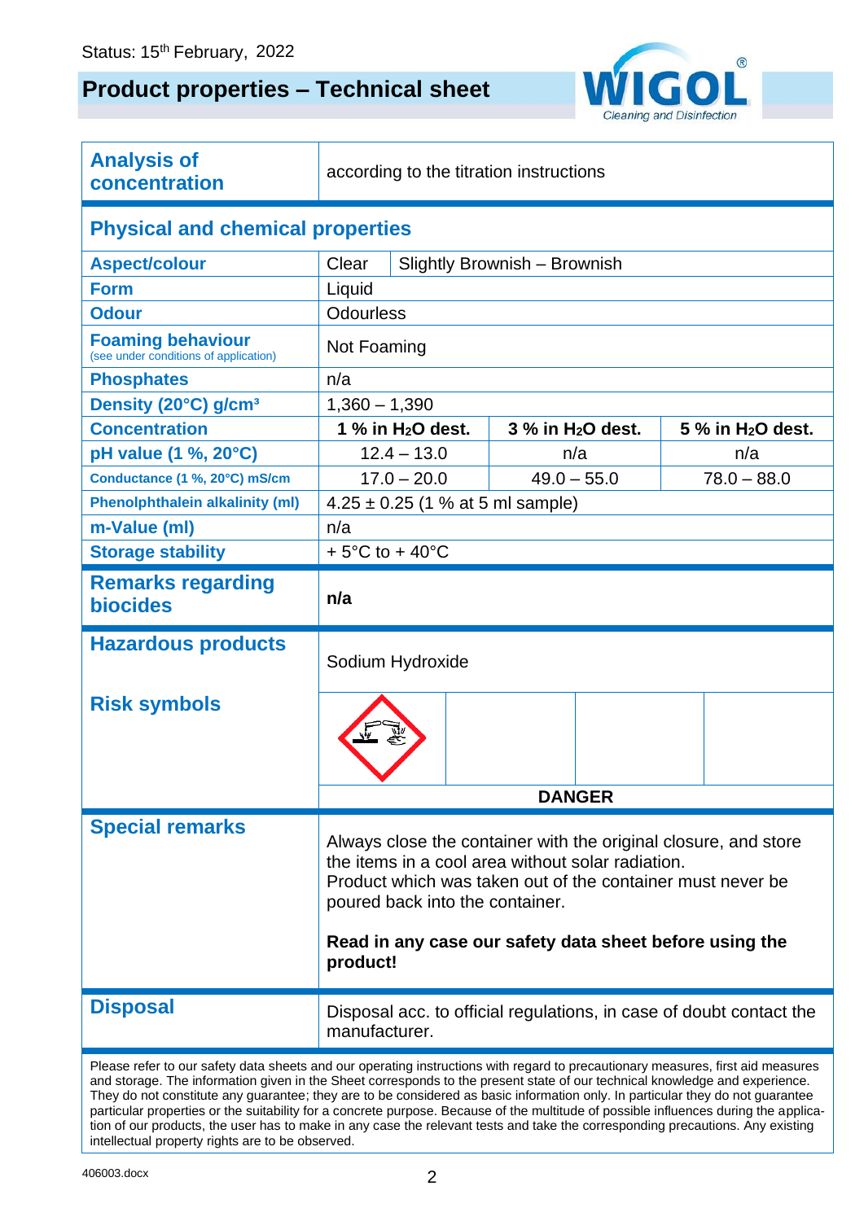Status: 15th February, 2022

# Product properties – Technical sheet

WIGOL® Cleaning and Disinfection

| | | | |
|---|---|---|---|
| **Analysis of concentration** | according to the titration instructions | | |
| **Physical and chemical properties** | | | |
| **Aspect/colour** | Clear | Slightly Brownish – Brownish | |
| **Form** | Liquid | | |
| **Odour** | Odourless | | |
| **Foaming behaviour** (see under conditions of application) | Not Foaming | | |
| **Phosphates** | n/a | | |
| **Density (20°C) g/cm³** | 1,360 – 1,390 | | |
| **Concentration** | **1 % in $H_2O$ dest.** | **3 % in $H_2O$ dest.** | **5 % in $H_2O$ dest.** |
| **pH value (1 %, 20°C)** | 12.4 – 13.0 | n/a | n/a |
| **Conductance (1 %, 20°C) mS/cm** | 17.0 – 20.0 | 49.0 – 55.0 | 78.0 – 88.0 |
| **Phenolphthalein alkalinity (ml)** | 4.25 ± 0.25 (1 % at 5 ml sample) | | |
| **m-Value (ml)** | n/a | | |
| **Storage stability** | + 5°C to + 40°C | | |
| **Remarks regarding biocides** | **n/a** | | |
| **Hazardous products** | Sodium Hydroxide | | |
| **Risk symbols** | **DANGER** | | |
| **Special remarks** | Always close the container with the original closure, and store the items in a cool area without solar radiation. Product which was taken out of the container must never be poured back into the container. **Read in any case our safety data sheet before using the product!** | | |
| **Disposal** | Disposal acc. to official regulations, in case of doubt contact the manufacturer. | | |

Please refer to our safety data sheets and our operating instructions with regard to precautionary measures, first aid measures and storage. The information given in the Sheet corresponds to the present state of our technical knowledge and experience. They do not constitute any guarantee; they are to be considered as basic information only. In particular they do not guarantee particular properties or the suitability for a concrete purpose. Because of the multitude of possible influences during the application of our products, the user has to make in any case the relevant tests and take the corresponding precautions. Any existing intellectual property rights are to be observed.

406003.docx